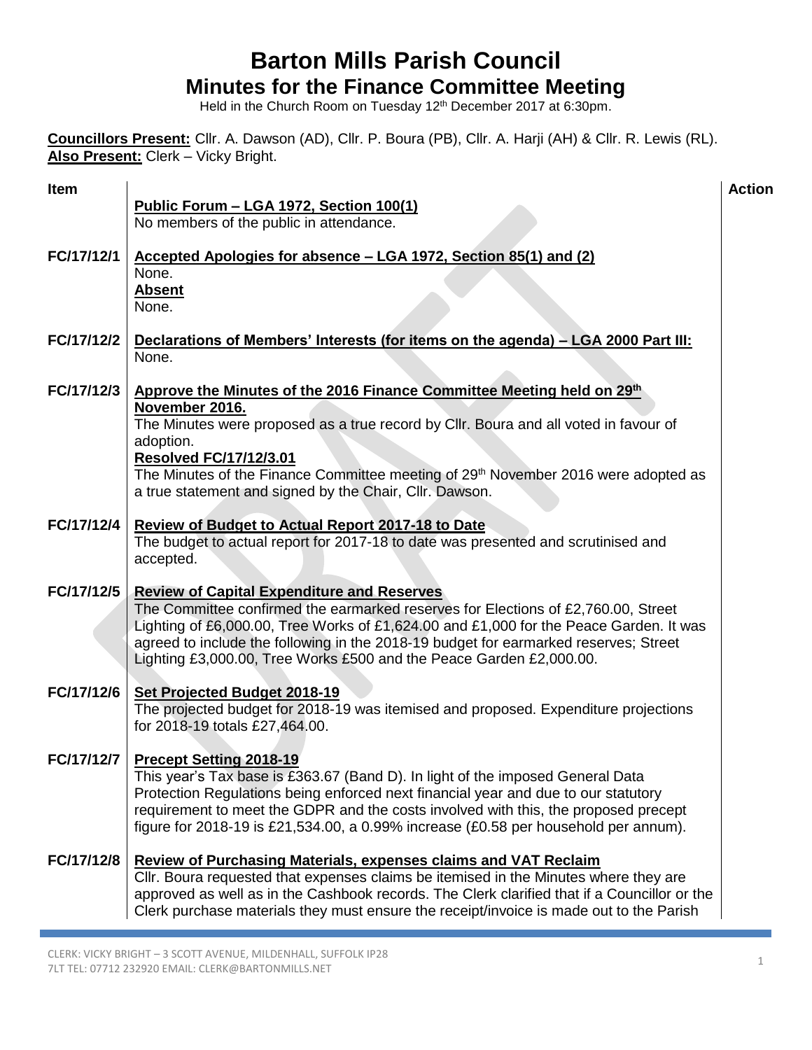# Barton Mills Parish Council

## Minutes for the Finance Committee Meeting

Held in the Church Room on Tuesday 12th December 2017 at 6:30pm.

**Councillors Present:** Cllr. A. Dawson (AD), Cllr. P. Boura (PB), Cllr. A. Harji (AH) & Cllr. R. Lewis (RL).
**Also Present:** Clerk – Vicky Bright.

| Item | | Action |
|---|---|---|
| | **Public Forum – LGA 1972, Section 100(1)**<br>No members of the public in attendance. | |
| FC/17/12/1 | **Accepted Apologies for absence – LGA 1972, Section 85(1) and (2)**<br>None.<br>**Absent**<br>None. | |
| FC/17/12/2 | **Declarations of Members' Interests (for items on the agenda) – LGA 2000 Part III:**<br>None. | |
| FC/17/12/3 | **Approve the Minutes of the 2016 Finance Committee Meeting held on 29th November 2016.**<br>The Minutes were proposed as a true record by Cllr. Boura and all voted in favour of adoption.<br>**Resolved FC/17/12/3.01**<br>The Minutes of the Finance Committee meeting of 29th November 2016 were adopted as a true statement and signed by the Chair, Cllr. Dawson. | |
| FC/17/12/4 | **Review of Budget to Actual Report 2017-18 to Date**<br>The budget to actual report for 2017-18 to date was presented and scrutinised and accepted. | |
| FC/17/12/5 | **Review of Capital Expenditure and Reserves**<br>The Committee confirmed the earmarked reserves for Elections of £2,760.00, Street Lighting of £6,000.00, Tree Works of £1,624.00 and £1,000 for the Peace Garden. It was agreed to include the following in the 2018-19 budget for earmarked reserves; Street Lighting £3,000.00, Tree Works £500 and the Peace Garden £2,000.00. | |
| FC/17/12/6 | **Set Projected Budget 2018-19**<br>The projected budget for 2018-19 was itemised and proposed. Expenditure projections for 2018-19 totals £27,464.00. | |
| FC/17/12/7 | **Precept Setting 2018-19**<br>This year's Tax base is £363.67 (Band D). In light of the imposed General Data Protection Regulations being enforced next financial year and due to our statutory requirement to meet the GDPR and the costs involved with this, the proposed precept figure for 2018-19 is £21,534.00, a 0.99% increase (£0.58 per household per annum). | |
| FC/17/12/8 | **Review of Purchasing Materials, expenses claims and VAT Reclaim**<br>Cllr. Boura requested that expenses claims be itemised in the Minutes where they are approved as well as in the Cashbook records. The Clerk clarified that if a Councillor or the Clerk purchase materials they must ensure the receipt/invoice is made out to the Parish | |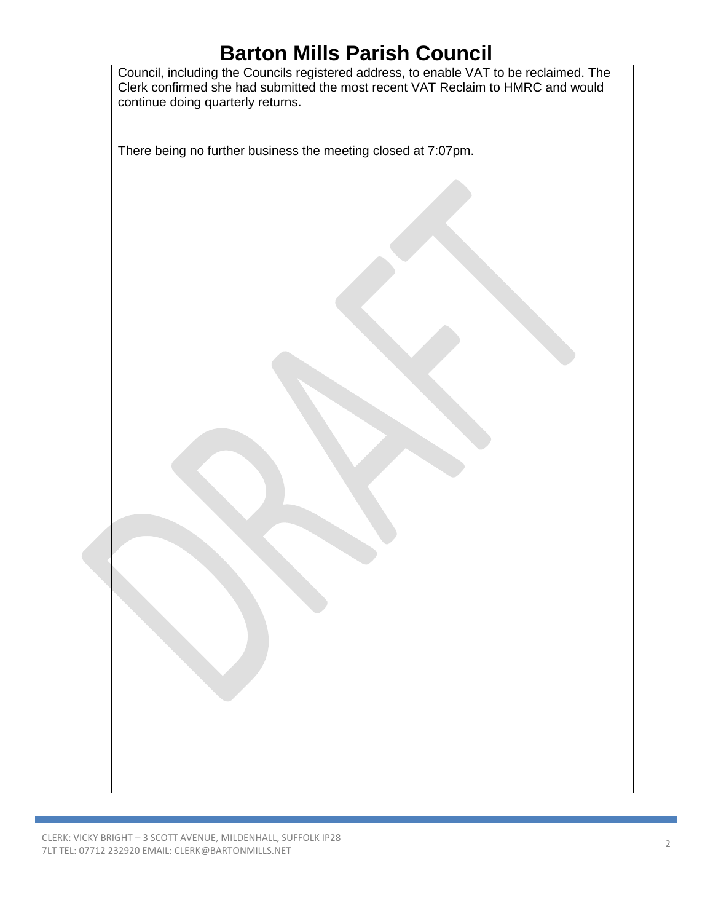Council, including the Councils registered address, to enable VAT to be reclaimed. The Clerk confirmed she had submitted the most recent VAT Reclaim to HMRC and would continue doing quarterly returns.

There being no further business the meeting closed at 7:07pm.